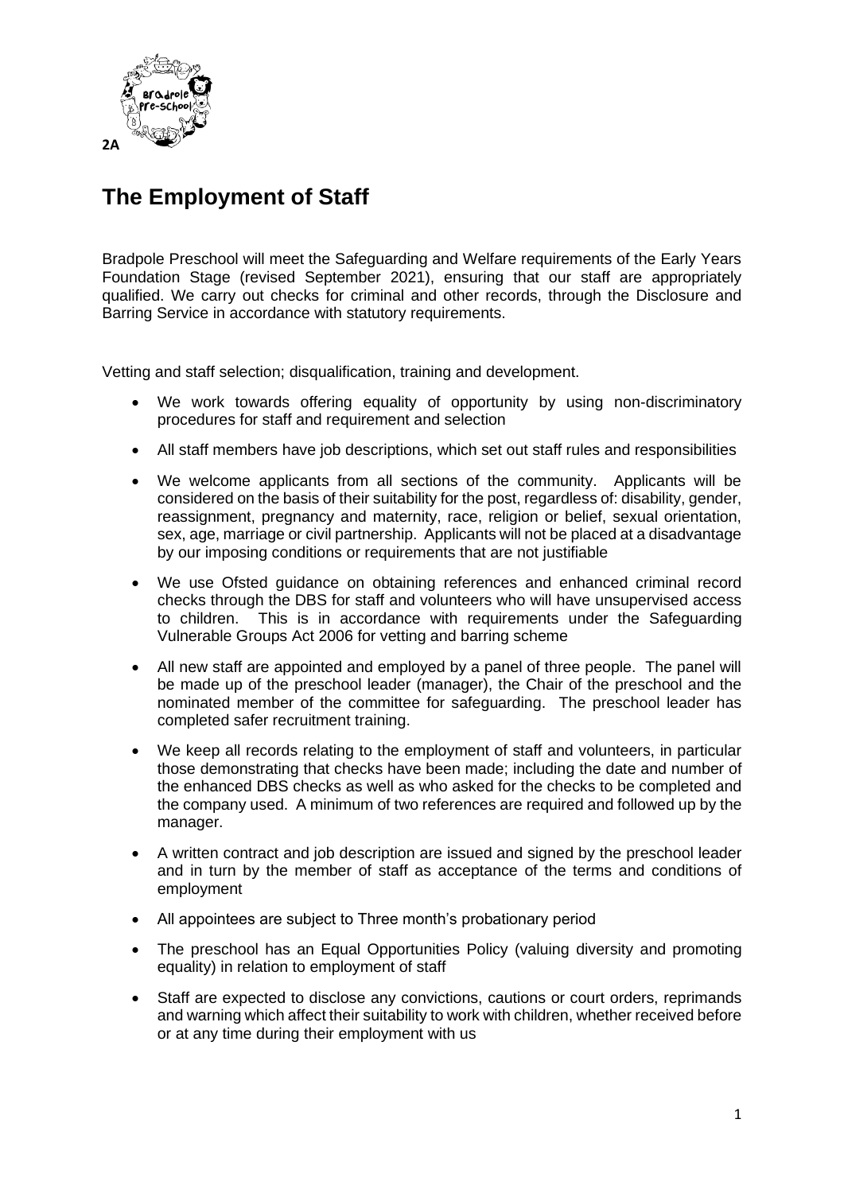2A

# The Employment of Staff

Bradpole Preschool will meet the Safeguarding and Welfare requirements of the Early Years Foundation Stage (revised September 2021), ensuring that our staff are appropriately qualified. We carry out checks for criminal and other records, through the Disclosure and Barring Service in accordance with statutory requirements.

Vetting and staff selection; disqualification, training and development.

- We work towards offering equality of opportunity by using non-discriminatory procedures for staff and requirement and selection
- All staff members have job descriptions, which set out staff rules and responsibilities
- We welcome applicants from all sections of the community. Applicants will be considered on the basis of their suitability for the post, regardless of: disability, gender, reassignment, pregnancy and maternity, race, religion or belief, sexual orientation, sex, age, marriage or civil partnership. Applicants will not be placed at a disadvantage by our imposing conditions or requirements that are not justifiable
- We use Ofsted guidance on obtaining references and enhanced criminal record checks through the DBS for staff and volunteers who will have unsupervised access to children. This is in accordance with requirements under the Safeguarding Vulnerable Groups Act 2006 for vetting and barring scheme
- All new staff are appointed and employed by a panel of three people. The panel will be made up of the preschool leader (manager), the Chair of the preschool and the nominated member of the committee for safeguarding. The preschool leader has completed safer recruitment training.
- We keep all records relating to the employment of staff and volunteers, in particular those demonstrating that checks have been made; including the date and number of the enhanced DBS checks as well as who asked for the checks to be completed and the company used. A minimum of two references are required and followed up by the manager.
- A written contract and job description are issued and signed by the preschool leader and in turn by the member of staff as acceptance of the terms and conditions of employment
- All appointees are subject to Three month's probationary period
- The preschool has an Equal Opportunities Policy (valuing diversity and promoting equality) in relation to employment of staff
- Staff are expected to disclose any convictions, cautions or court orders, reprimands and warning which affect their suitability to work with children, whether received before or at any time during their employment with us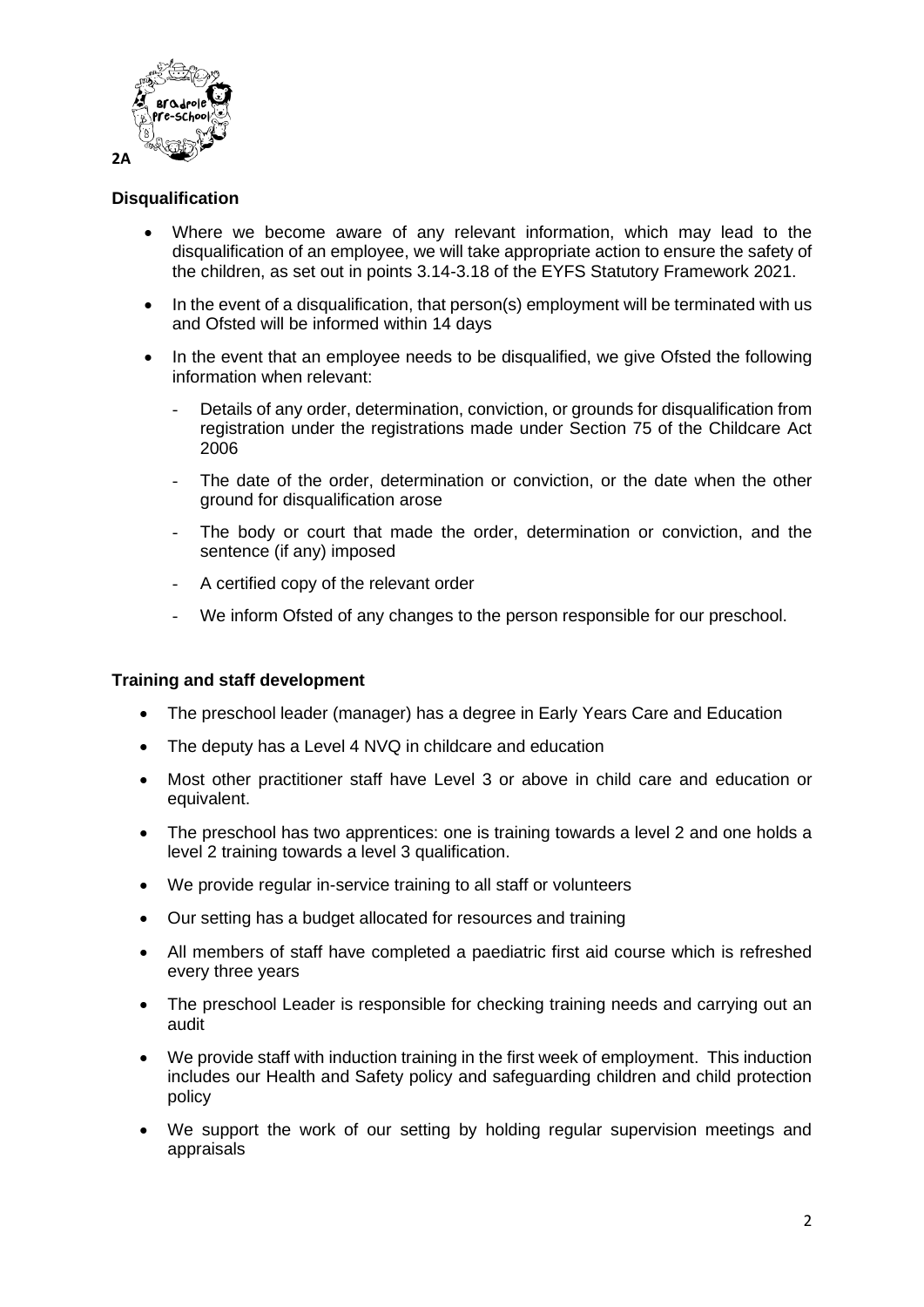2A

### Disqualification

- Where we become aware of any relevant information, which may lead to the disqualification of an employee, we will take appropriate action to ensure the safety of the children, as set out in points 3.14-3.18 of the EYFS Statutory Framework 2021.
- In the event of a disqualification, that person(s) employment will be terminated with us and Ofsted will be informed within 14 days
- In the event that an employee needs to be disqualified, we give Ofsted the following information when relevant:
  - Details of any order, determination, conviction, or grounds for disqualification from registration under the registrations made under Section 75 of the Childcare Act 2006
  - The date of the order, determination or conviction, or the date when the other ground for disqualification arose
  - The body or court that made the order, determination or conviction, and the sentence (if any) imposed
  - A certified copy of the relevant order
  - We inform Ofsted of any changes to the person responsible for our preschool.

### Training and staff development

- The preschool leader (manager) has a degree in Early Years Care and Education
- The deputy has a Level 4 NVQ in childcare and education
- Most other practitioner staff have Level 3 or above in child care and education or equivalent.
- The preschool has two apprentices: one is training towards a level 2 and one holds a level 2 training towards a level 3 qualification.
- We provide regular in-service training to all staff or volunteers
- Our setting has a budget allocated for resources and training
- All members of staff have completed a paediatric first aid course which is refreshed every three years
- The preschool Leader is responsible for checking training needs and carrying out an audit
- We provide staff with induction training in the first week of employment. This induction includes our Health and Safety policy and safeguarding children and child protection policy
- We support the work of our setting by holding regular supervision meetings and appraisals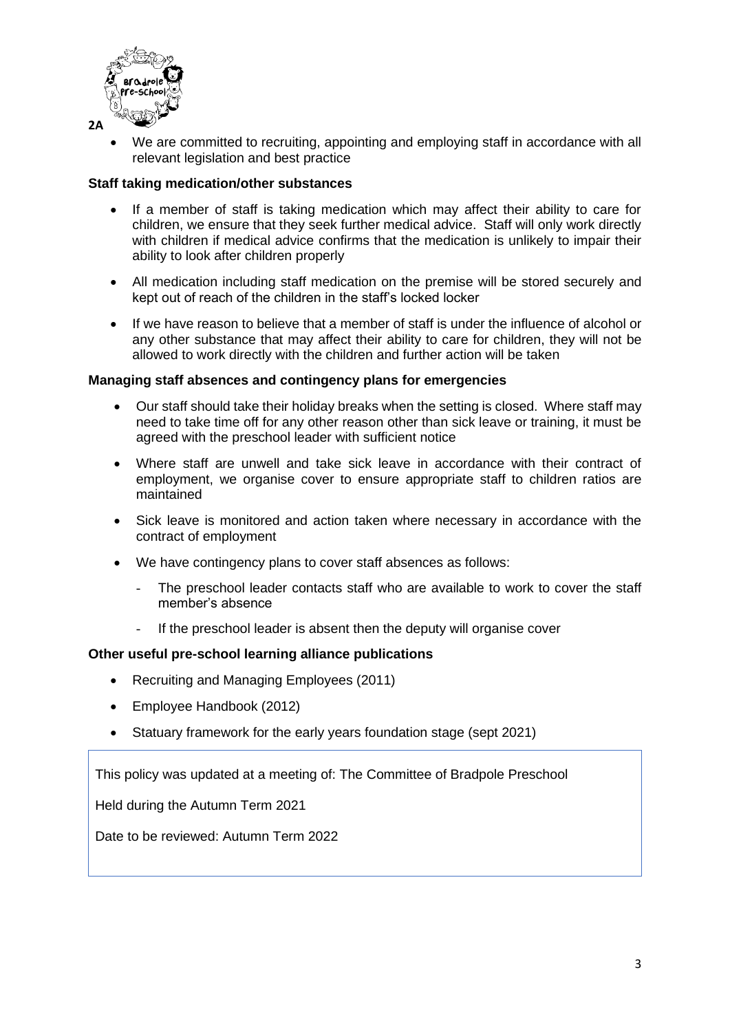**2A**

- We are committed to recruiting, appointing and employing staff in accordance with all relevant legislation and best practice

**Staff taking medication/other substances**

- If a member of staff is taking medication which may affect their ability to care for children, we ensure that they seek further medical advice. Staff will only work directly with children if medical advice confirms that the medication is unlikely to impair their ability to look after children properly
- All medication including staff medication on the premise will be stored securely and kept out of reach of the children in the staff's locked locker
- If we have reason to believe that a member of staff is under the influence of alcohol or any other substance that may affect their ability to care for children, they will not be allowed to work directly with the children and further action will be taken

**Managing staff absences and contingency plans for emergencies**

- Our staff should take their holiday breaks when the setting is closed. Where staff may need to take time off for any other reason other than sick leave or training, it must be agreed with the preschool leader with sufficient notice
- Where staff are unwell and take sick leave in accordance with their contract of employment, we organise cover to ensure appropriate staff to children ratios are maintained
- Sick leave is monitored and action taken where necessary in accordance with the contract of employment
- We have contingency plans to cover staff absences as follows:
  - The preschool leader contacts staff who are available to work to cover the staff member's absence
  - If the preschool leader is absent then the deputy will organise cover

**Other useful pre-school learning alliance publications**

- Recruiting and Managing Employees (2011)
- Employee Handbook (2012)
- Statuary framework for the early years foundation stage (sept 2021)

This policy was updated at a meeting of: The Committee of Bradpole Preschool

Held during the Autumn Term 2021

Date to be reviewed: Autumn Term 2022